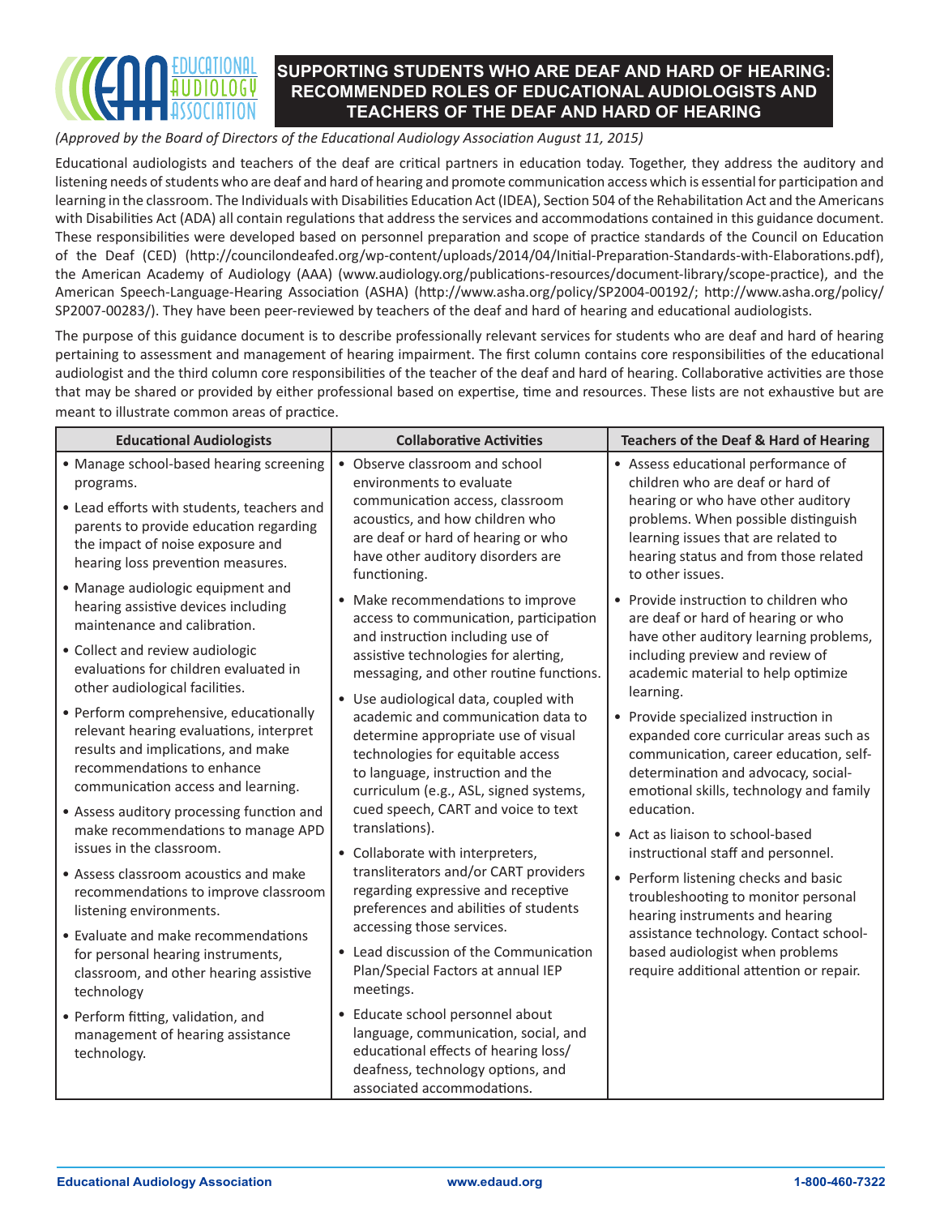# SUPPORTING STUDENTS WHO ARE DEAF AND HARD OF HEARING: RECOMMENDED ROLES OF EDUCATIONAL AUDIOLOGISTS AND TEACHERS OF THE DEAF AND HARD OF HEARING

*(Approved by the Board of Directors of the Educational Audiology Association August 11, 2015)*

Educational audiologists and teachers of the deaf are critical partners in education today. Together, they address the auditory and listening needs of students who are deaf and hard of hearing and promote communication access which is essential for participation and learning in the classroom. The Individuals with Disabilities Education Act (IDEA), Section 504 of the Rehabilitation Act and the Americans with Disabilities Act (ADA) all contain regulations that address the services and accommodations contained in this guidance document. These responsibilities were developed based on personnel preparation and scope of practice standards of the Council on Education of the Deaf (CED) (http://councilondeafed.org/wp-content/uploads/2014/04/Initial-Preparation-Standards-with-Elaborations.pdf), the American Academy of Audiology (AAA) (www.audiology.org/publications-resources/document-library/scope-practice), and the American Speech-Language-Hearing Association (ASHA) (http://www.asha.org/policy/SP2004-00192/; http://www.asha.org/policy/SP2007-00283/). They have been peer-reviewed by teachers of the deaf and hard of hearing and educational audiologists.

The purpose of this guidance document is to describe professionally relevant services for students who are deaf and hard of hearing pertaining to assessment and management of hearing impairment. The first column contains core responsibilities of the educational audiologist and the third column core responsibilities of the teacher of the deaf and hard of hearing. Collaborative activities are those that may be shared or provided by either professional based on expertise, time and resources. These lists are not exhaustive but are meant to illustrate common areas of practice.

| Educational Audiologists | Collaborative Activities | Teachers of the Deaf & Hard of Hearing |
|---|---|---|
| • Manage school-based hearing screening programs.<br>• Lead efforts with students, teachers and parents to provide education regarding the impact of noise exposure and hearing loss prevention measures.<br>• Manage audiologic equipment and hearing assistive devices including maintenance and calibration.<br>• Collect and review audiologic evaluations for children evaluated in other audiological facilities.<br>• Perform comprehensive, educationally relevant hearing evaluations, interpret results and implications, and make recommendations to enhance communication access and learning.<br>• Assess auditory processing function and make recommendations to manage APD issues in the classroom.<br>• Assess classroom acoustics and make recommendations to improve classroom listening environments.<br>• Evaluate and make recommendations for personal hearing instruments, classroom, and other hearing assistive technology<br>• Perform fitting, validation, and management of hearing assistance technology. | • Observe classroom and school environments to evaluate communication access, classroom acoustics, and how children who are deaf or hard of hearing or who have other auditory disorders are functioning.<br>• Make recommendations to improve access to communication, participation and instruction including use of assistive technologies for alerting, messaging, and other routine functions.<br>• Use audiological data, coupled with academic and communication data to determine appropriate use of visual technologies for equitable access to language, instruction and the curriculum (e.g., ASL, signed systems, cued speech, CART and voice to text translations).<br>• Collaborate with interpreters, transliterators and/or CART providers regarding expressive and receptive preferences and abilities of students accessing those services.<br>• Lead discussion of the Communication Plan/Special Factors at annual IEP meetings.<br>• Educate school personnel about language, communication, social, and educational effects of hearing loss/deafness, technology options, and associated accommodations. | • Assess educational performance of children who are deaf or hard of hearing or who have other auditory problems. When possible distinguish learning issues that are related to hearing status and from those related to other issues.<br>• Provide instruction to children who are deaf or hard of hearing or who have other auditory learning problems, including preview and review of academic material to help optimize learning.<br>• Provide specialized instruction in expanded core curricular areas such as communication, career education, self-determination and advocacy, social-emotional skills, technology and family education.<br>• Act as liaison to school-based instructional staff and personnel.<br>• Perform listening checks and basic troubleshooting to monitor personal hearing instruments and hearing assistance technology. Contact school-based audiologist when problems require additional attention or repair. |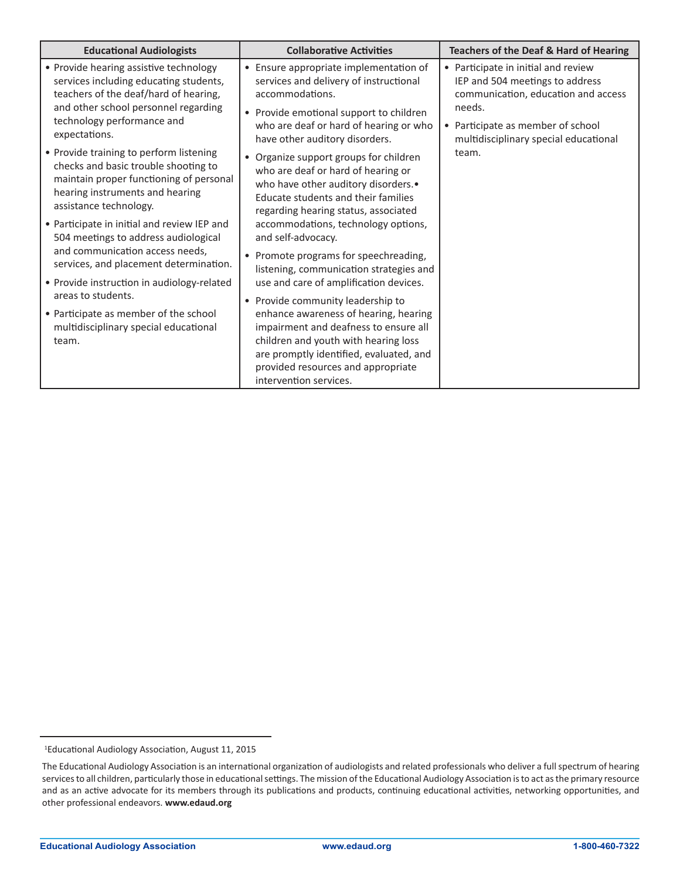| Educational Audiologists | Collaborative Activities | Teachers of the Deaf & Hard of Hearing |
|---|---|---|
| • Provide hearing assistive technology services including educating students, teachers of the deaf/hard of hearing, and other school personnel regarding technology performance and expectations.<br>• Provide training to perform listening checks and basic trouble shooting to maintain proper functioning of personal hearing instruments and hearing assistance technology.<br>• Participate in initial and review IEP and 504 meetings to address audiological and communication access needs, services, and placement determination.<br>• Provide instruction in audiology-related areas to students.<br>• Participate as member of the school multidisciplinary special educational team. | • Ensure appropriate implementation of services and delivery of instructional accommodations.<br>• Provide emotional support to children who are deaf or hard of hearing or who have other auditory disorders.<br>• Organize support groups for children who are deaf or hard of hearing or who have other auditory disorders.• Educate students and their families regarding hearing status, associated accommodations, technology options, and self-advocacy.<br>• Promote programs for speechreading, listening, communication strategies and use and care of amplification devices.<br>• Provide community leadership to enhance awareness of hearing, hearing impairment and deafness to ensure all children and youth with hearing loss are promptly identified, evaluated, and provided resources and appropriate intervention services. | • Participate in initial and review IEP and 504 meetings to address communication, education and access needs.<br>• Participate as member of school multidisciplinary special educational team. |

[1]Educational Audiology Association, August 11, 2015

The Educational Audiology Association is an international organization of audiologists and related professionals who deliver a full spectrum of hearing services to all children, particularly those in educational settings. The mission of the Educational Audiology Association is to act as the primary resource and as an active advocate for its members through its publications and products, continuing educational activities, networking opportunities, and other professional endeavors. **www.edaud.org**

**Educational Audiology Association** **www.edaud.org** **1-800-460-7322**